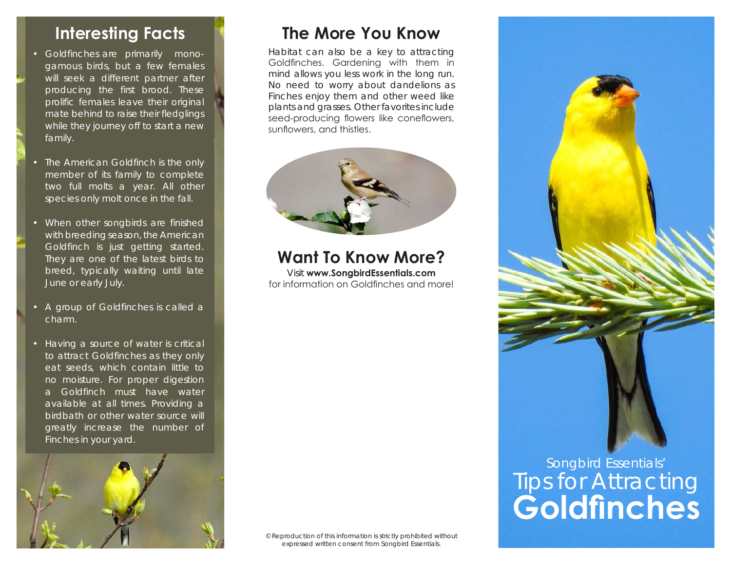## Interesting Facts

- Goldfinches are primarily monogamous birds, but a few females will seek a different partner after producing the first brood. These prolific females leave their original mate behind to raise their fledglings while they journey off to start a new family.
- The American Goldfinch is the only member of its family to complete two full molts a year. All other species only molt once in the fall.
- When other songbirds are finished with breeding season, the American Goldfinch is just getting started. They are one of the latest birds to breed, typically waiting until late June or early July.
- A group of Goldfinches is called a charm.
- Having a source of water is critical to attract Goldfinches as they only eat seeds, which contain little to no moisture. For proper digestion a Goldfinch must have water available at all times. Providing a birdbath or other water source will greatly increase the number of Finches in your yard.

## The More You Know

Habitat can also be a key to attracting Goldfinches. Gardening with them in mind allows you less work in the long run. No need to worry about dandelions as Finches enjoy them and other weed like plants and grasses. Other favorites include seed-producing flowers like coneflowers, sunflowers, and thistles.

## Want To Know More?

Visit **www.SongbirdEssentials.com** for information on Goldfinches and more!

© Reproduction of this information is strictly prohibited without expressed written consent from Songbird Essentials.

Songbird Essentials'

# Tips for Attracting **Goldfinches**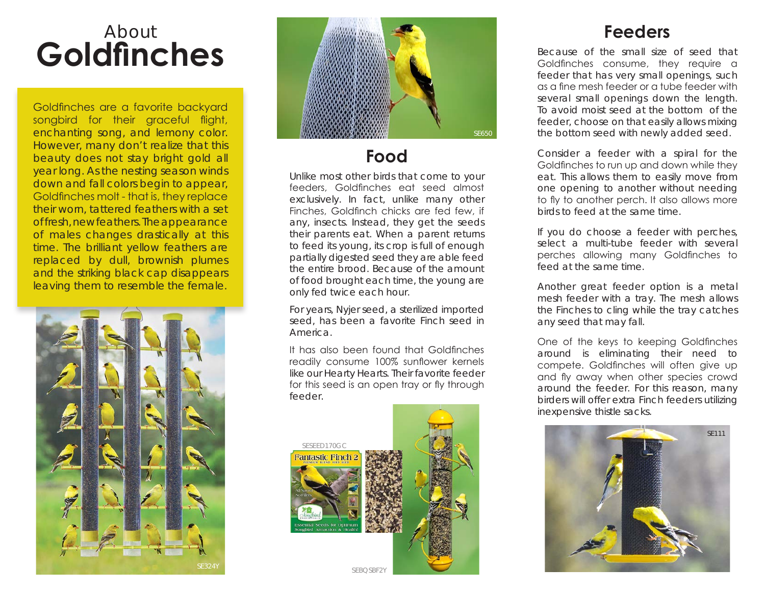# About Goldfinches

Goldfinches are a favorite backyard songbird for their graceful flight, enchanting song, and lemony color. However, many don't realize that this beauty does not stay bright gold all year long. As the nesting season winds down and fall colors begin to appear, Goldfinches molt - that is, they replace their worn, tattered feathers with a set of fresh, new feathers. The appearance of males changes drastically at this time. The brilliant yellow feathers are replaced by dull, brownish plumes and the striking black cap disappears leaving them to resemble the female.

SE324Y

SE650

## Food

Unlike most other birds that come to your feeders, Goldfinches eat seed almost exclusively. In fact, unlike many other Finches, Goldfinch chicks are fed few, if any, insects. Instead, they get the seeds their parents eat. When a parent returns to feed its young, its crop is full of enough partially digested seed they are able feed the entire brood. Because of the amount of food brought each time, the young are only fed twice each hour.

For years, Nyjer seed, a sterilized imported seed, has been a favorite Finch seed in America.

It has also been found that Goldfinches readily consume 100% sunflower kernels like our Hearty Hearts. Their favorite feeder for this seed is an open tray or fly through feeder.

SESEED170GC

SEBQSBF2Y

## Feeders

Because of the small size of seed that Goldfinches consume, they require a feeder that has very small openings, such as a fine mesh feeder or a tube feeder with several small openings down the length. To avoid moist seed at the bottom of the feeder, choose on that easily allows mixing the bottom seed with newly added seed.

Consider a feeder with a spiral for the Goldfinches to run up and down while they eat. This allows them to easily move from one opening to another without needing to fly to another perch. It also allows more birds to feed at the same time.

If you do choose a feeder with perches, select a multi-tube feeder with several perches allowing many Goldfinches to feed at the same time.

Another great feeder option is a metal mesh feeder with a tray. The mesh allows the Finches to cling while the tray catches any seed that may fall.

One of the keys to keeping Goldfinches around is eliminating their need to compete. Goldfinches will often give up and fly away when other species crowd around the feeder. For this reason, many birders will offer extra Finch feeders utilizing inexpensive thistle sacks.

SE111